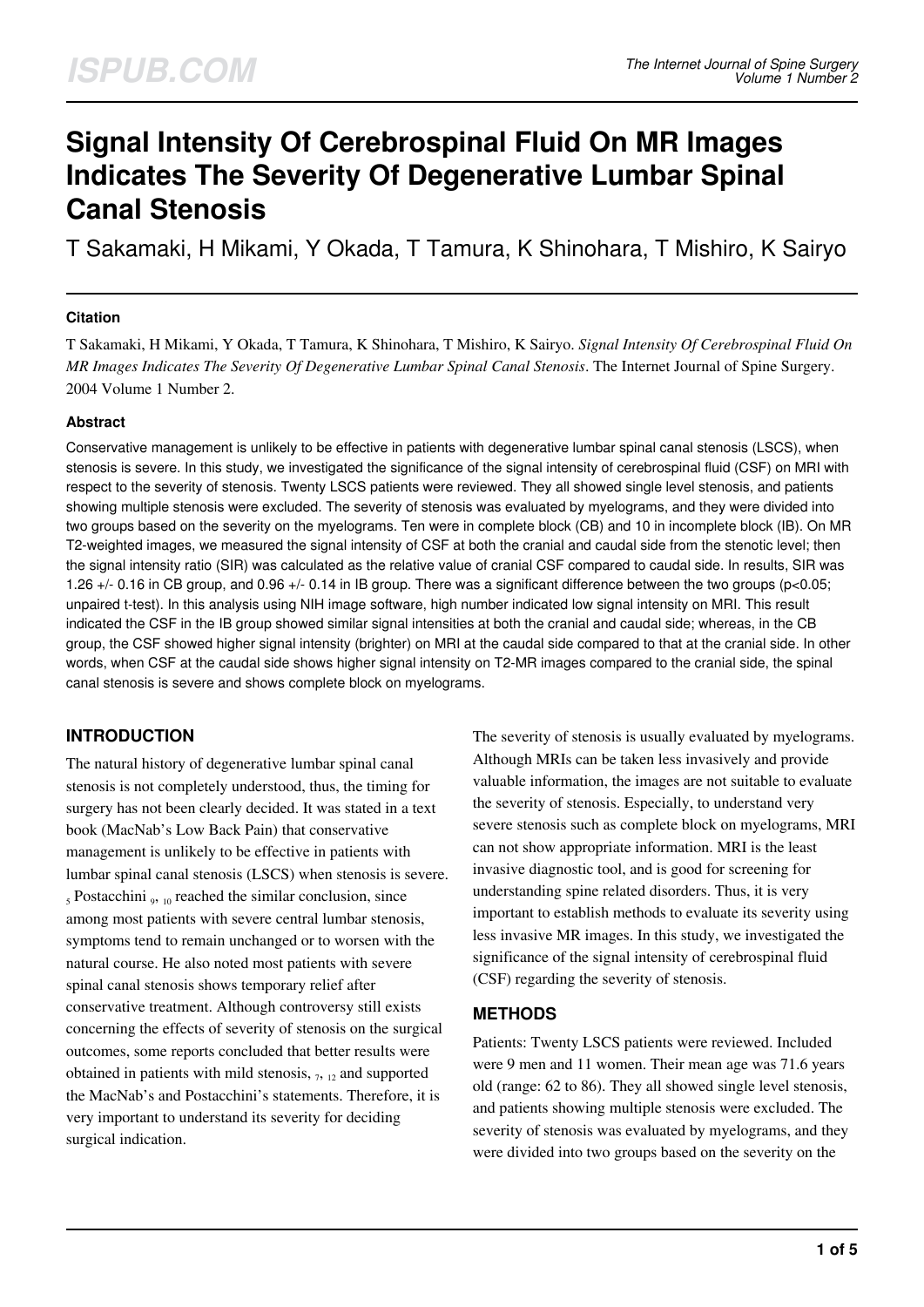# Signal Intensity Of Cerebrospinal Fluid On MR Images Indicates The Severity Of Degenerative Lumbar Spinal Canal Stenosis

T Sakamaki, H Mikami, Y Okada, T Tamura, K Shinohara, T Mishiro, K Sairyo

### Citation

T Sakamaki, H Mikami, Y Okada, T Tamura, K Shinohara, T Mishiro, K Sairyo. *Signal Intensity Of Cerebrospinal Fluid On MR Images Indicates The Severity Of Degenerative Lumbar Spinal Canal Stenosis*. The Internet Journal of Spine Surgery. 2004 Volume 1 Number 2.

### Abstract

Conservative management is unlikely to be effective in patients with degenerative lumbar spinal canal stenosis (LSCS), when stenosis is severe. In this study, we investigated the significance of the signal intensity of cerebrospinal fluid (CSF) on MRI with respect to the severity of stenosis. Twenty LSCS patients were reviewed. They all showed single level stenosis, and patients showing multiple stenosis were excluded. The severity of stenosis was evaluated by myelograms, and they were divided into two groups based on the severity on the myelograms. Ten were in complete block (CB) and 10 in incomplete block (IB). On MR T2-weighted images, we measured the signal intensity of CSF at both the cranial and caudal side from the stenotic level; then the signal intensity ratio (SIR) was calculated as the relative value of cranial CSF compared to caudal side. In results, SIR was 1.26 +/- 0.16 in CB group, and 0.96 +/- 0.14 in IB group. There was a significant difference between the two groups ($p<0.05$; unpaired t-test). In this analysis using NIH image software, high number indicated low signal intensity on MRI. This result indicated the CSF in the IB group showed similar signal intensities at both the cranial and caudal side; whereas, in the CB group, the CSF showed higher signal intensity (brighter) on MRI at the caudal side compared to that at the cranial side. In other words, when CSF at the caudal side shows higher signal intensity on T2-MR images compared to the cranial side, the spinal canal stenosis is severe and shows complete block on myelograms.

## INTRODUCTION

The natural history of degenerative lumbar spinal canal stenosis is not completely understood, thus, the timing for surgery has not been clearly decided. It was stated in a text book (MacNab's Low Back Pain) that conservative management is unlikely to be effective in patients with lumbar spinal canal stenosis (LSCS) when stenosis is severe. [5] Postacchini [9, 10] reached the similar conclusion, since among most patients with severe central lumbar stenosis, symptoms tend to remain unchanged or to worsen with the natural course. He also noted most patients with severe spinal canal stenosis shows temporary relief after conservative treatment. Although controversy still exists concerning the effects of severity of stenosis on the surgical outcomes, some reports concluded that better results were obtained in patients with mild stenosis, [7, 12] and supported the MacNab's and Postacchini's statements. Therefore, it is very important to understand its severity for deciding surgical indication.

The severity of stenosis is usually evaluated by myelograms. Although MRIs can be taken less invasively and provide valuable information, the images are not suitable to evaluate the severity of stenosis. Especially, to understand very severe stenosis such as complete block on myelograms, MRI can not show appropriate information. MRI is the least invasive diagnostic tool, and is good for screening for understanding spine related disorders. Thus, it is very important to establish methods to evaluate its severity using less invasive MR images. In this study, we investigated the significance of the signal intensity of cerebrospinal fluid (CSF) regarding the severity of stenosis.

## METHODS

Patients: Twenty LSCS patients were reviewed. Included were 9 men and 11 women. Their mean age was 71.6 years old (range: 62 to 86). They all showed single level stenosis, and patients showing multiple stenosis were excluded. The severity of stenosis was evaluated by myelograms, and they were divided into two groups based on the severity on the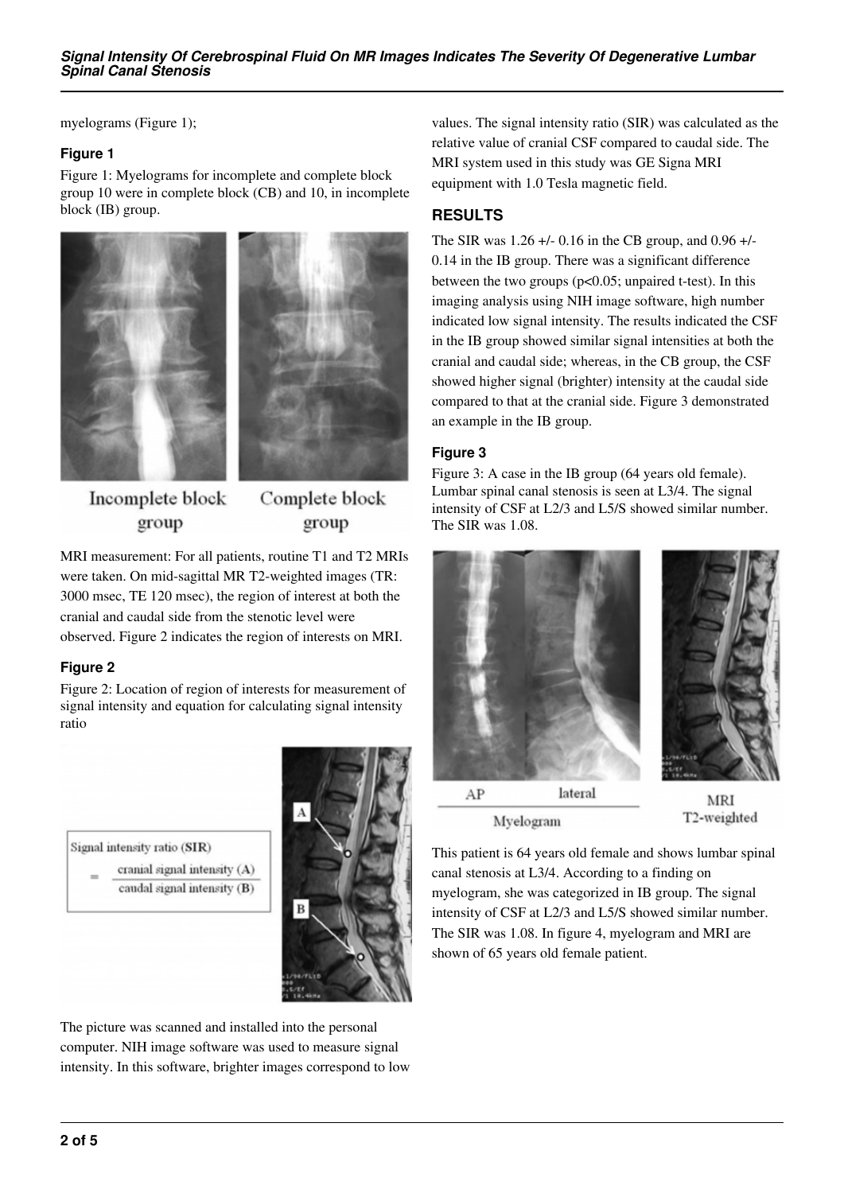myelograms (Figure 1);

### Figure 1

Figure 1: Myelograms for incomplete and complete block group 10 were in complete block (CB) and 10, in incomplete block (IB) group.

Incomplete block group    Complete block group

MRI measurement: For all patients, routine T1 and T2 MRIs were taken. On mid-sagittal MR T2-weighted images (TR: 3000 msec, TE 120 msec), the region of interest at both the cranial and caudal side from the stenotic level were observed. Figure 2 indicates the region of interests on MRI.

### Figure 2

Figure 2: Location of region of interests for measurement of signal intensity and equation for calculating signal intensity ratio

$$\text{Signal intensity ratio (SIR)} = \frac{\text{cranial signal intensity (A)}}{\text{caudal signal intensity (B)}}$$

The picture was scanned and installed into the personal computer. NIH image software was used to measure signal intensity. In this software, brighter images correspond to low values. The signal intensity ratio (SIR) was calculated as the relative value of cranial CSF compared to caudal side. The MRI system used in this study was GE Signa MRI equipment with 1.0 Tesla magnetic field.

## RESULTS

The SIR was 1.26 +/- 0.16 in the CB group, and 0.96 +/- 0.14 in the IB group. There was a significant difference between the two groups ($p<0.05$; unpaired t-test). In this imaging analysis using NIH image software, high number indicated low signal intensity. The results indicated the CSF in the IB group showed similar signal intensities at both the cranial and caudal side; whereas, in the CB group, the CSF showed higher signal (brighter) intensity at the caudal side compared to that at the cranial side. Figure 3 demonstrated an example in the IB group.

### Figure 3

Figure 3: A case in the IB group (64 years old female). Lumbar spinal canal stenosis is seen at L3/4. The signal intensity of CSF at L2/3 and L5/S showed similar number. The SIR was 1.08.

AP    lateral    MRI T2-weighted

Myelogram

This patient is 64 years old female and shows lumbar spinal canal stenosis at L3/4. According to a finding on myelogram, she was categorized in IB group. The signal intensity of CSF at L2/3 and L5/S showed similar number. The SIR was 1.08. In figure 4, myelogram and MRI are shown of 65 years old female patient.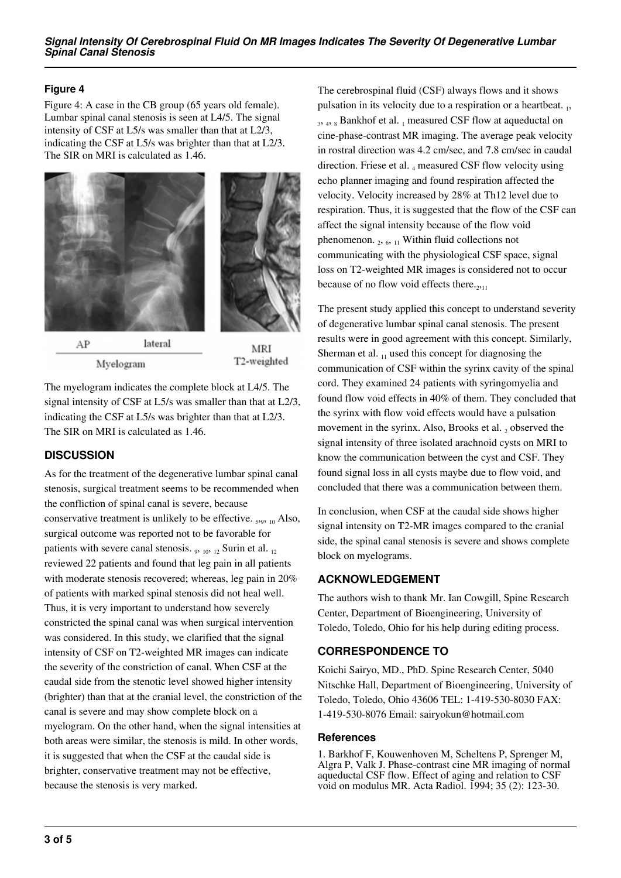### Figure 4

Figure 4: A case in the CB group (65 years old female). Lumbar spinal canal stenosis is seen at L4/5. The signal intensity of CSF at L5/s was smaller than that at L2/3, indicating the CSF at L5/s was brighter than that at L2/3. The SIR on MRI is calculated as 1.46.

The myelogram indicates the complete block at L4/5. The signal intensity of CSF at L5/s was smaller than that at L2/3, indicating the CSF at L5/s was brighter than that at L2/3. The SIR on MRI is calculated as 1.46.

## DISCUSSION

As for the treatment of the degenerative lumbar spinal canal stenosis, surgical treatment seems to be recommended when the confliction of spinal canal is severe, because conservative treatment is unlikely to be effective. [5,9,10] Also, surgical outcome was reported not to be favorable for patients with severe canal stenosis. [9,10,12] Surin et al. [12] reviewed 22 patients and found that leg pain in all patients with moderate stenosis recovered; whereas, leg pain in 20% of patients with marked spinal stenosis did not heal well. Thus, it is very important to understand how severely constricted the spinal canal was when surgical intervention was considered. In this study, we clarified that the signal intensity of CSF on T2-weighted MR images can indicate the severity of the constriction of canal. When CSF at the caudal side from the stenotic level showed higher intensity (brighter) than that at the cranial level, the constriction of the canal is severe and may show complete block on a myelogram. On the other hand, when the signal intensities at both areas were similar, the stenosis is mild. In other words, it is suggested that when the CSF at the caudal side is brighter, conservative treatment may not be effective, because the stenosis is very marked.

The cerebrospinal fluid (CSF) always flows and it shows pulsation in its velocity due to a respiration or a heartbeat. [1,3,4,8] Bankhof et al. [1] measured CSF flow at aqueductal on cine-phase-contrast MR imaging. The average peak velocity in rostral direction was 4.2 cm/sec, and 7.8 cm/sec in caudal direction. Friese et al. [4] measured CSF flow velocity using echo planner imaging and found respiration affected the velocity. Velocity increased by 28% at Th12 level due to respiration. Thus, it is suggested that the flow of the CSF can affect the signal intensity because of the flow void phenomenon. [2,6,11] Within fluid collections not communicating with the physiological CSF space, signal loss on T2-weighted MR images is considered not to occur because of no flow void effects there. [2,11]

The present study applied this concept to understand severity of degenerative lumbar spinal canal stenosis. The present results were in good agreement with this concept. Similarly, Sherman et al. [11] used this concept for diagnosing the communication of CSF within the syrinx cavity of the spinal cord. They examined 24 patients with syringomyelia and found flow void effects in 40% of them. They concluded that the syrinx with flow void effects would have a pulsation movement in the syrinx. Also, Brooks et al. [2] observed the signal intensity of three isolated arachnoid cysts on MRI to know the communication between the cyst and CSF. They found signal loss in all cysts maybe due to flow void, and concluded that there was a communication between them.

In conclusion, when CSF at the caudal side shows higher signal intensity on T2-MR images compared to the cranial side, the spinal canal stenosis is severe and shows complete block on myelograms.

## ACKNOWLEDGEMENT

The authors wish to thank Mr. Ian Cowgill, Spine Research Center, Department of Bioengineering, University of Toledo, Toledo, Ohio for his help during editing process.

## CORRESPONDENCE TO

Koichi Sairyo, MD., PhD. Spine Research Center, 5040 Nitschke Hall, Department of Bioengineering, University of Toledo, Toledo, Ohio 43606 TEL: 1-419-530-8030 FAX: 1-419-530-8076 Email: sairyokun@hotmail.com

### References

1. Barkhof F, Kouwenhoven M, Scheltens P, Sprenger M, Algra P, Valk J. Phase-contrast cine MR imaging of normal aqueductal CSF flow. Effect of aging and relation to CSF void on modulus MR. Acta Radiol. 1994; 35 (2): 123-30.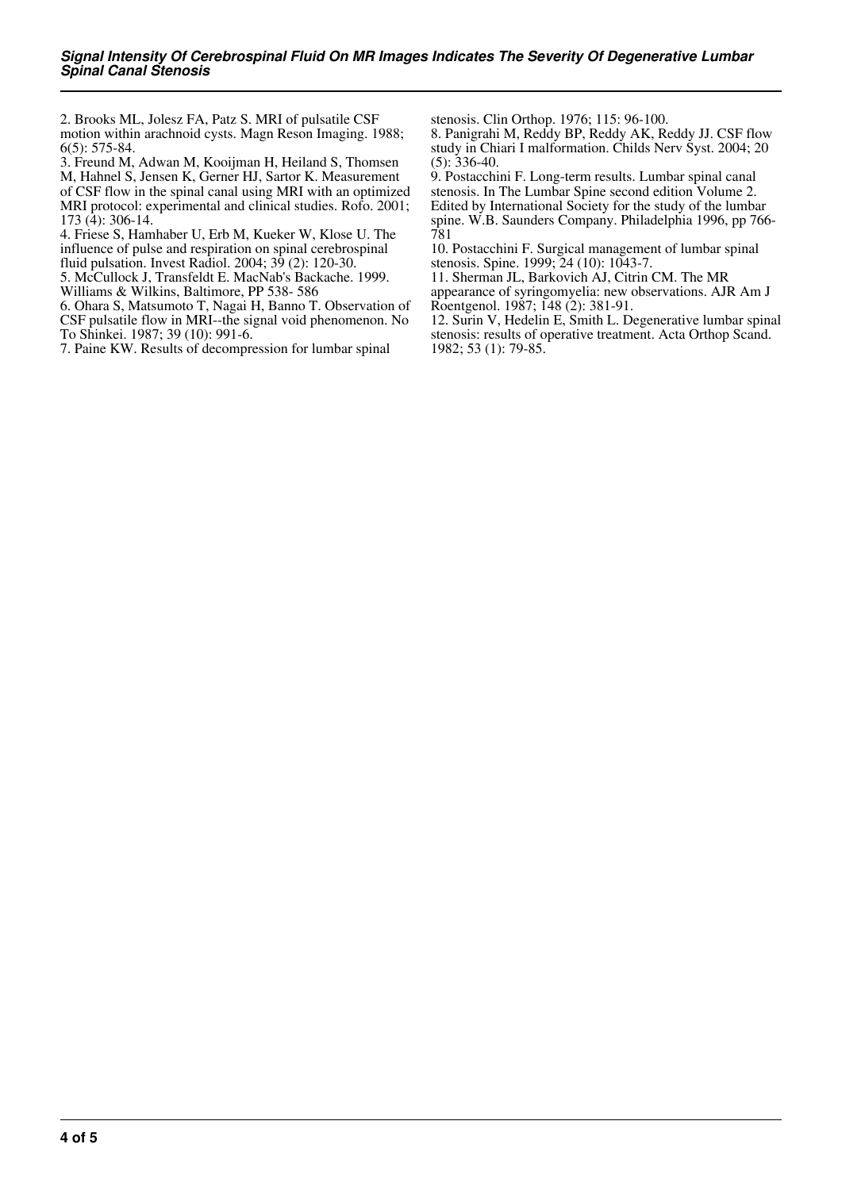2. Brooks ML, Jolesz FA, Patz S. MRI of pulsatile CSF motion within arachnoid cysts. Magn Reson Imaging. 1988; 6(5): 575-84.

3. Freund M, Adwan M, Kooijman H, Heiland S, Thomsen M, Hahnel S, Jensen K, Gerner HJ, Sartor K. Measurement of CSF flow in the spinal canal using MRI with an optimized MRI protocol: experimental and clinical studies. Rofo. 2001; 173 (4): 306-14.

4. Friese S, Hamhaber U, Erb M, Kueker W, Klose U. The influence of pulse and respiration on spinal cerebrospinal fluid pulsation. Invest Radiol. 2004; 39 (2): 120-30.

5. McCullock J, Transfeldt E. MacNab's Backache. 1999. Williams & Wilkins, Baltimore, PP 538- 586

6. Ohara S, Matsumoto T, Nagai H, Banno T. Observation of CSF pulsatile flow in MRI--the signal void phenomenon. No To Shinkei. 1987; 39 (10): 991-6.

7. Paine KW. Results of decompression for lumbar spinal stenosis. Clin Orthop. 1976; 115: 96-100.

8. Panigrahi M, Reddy BP, Reddy AK, Reddy JJ. CSF flow study in Chiari I malformation. Childs Nerv Syst. 2004; 20 (5): 336-40.

9. Postacchini F. Long-term results. Lumbar spinal canal stenosis. In The Lumbar Spine second edition Volume 2. Edited by International Society for the study of the lumbar spine. W.B. Saunders Company. Philadelphia 1996, pp 766-781

10. Postacchini F. Surgical management of lumbar spinal stenosis. Spine. 1999; 24 (10): 1043-7.

11. Sherman JL, Barkovich AJ, Citrin CM. The MR appearance of syringomyelia: new observations. AJR Am J Roentgenol. 1987; 148 (2): 381-91.

12. Surin V, Hedelin E, Smith L. Degenerative lumbar spinal stenosis: results of operative treatment. Acta Orthop Scand. 1982; 53 (1): 79-85.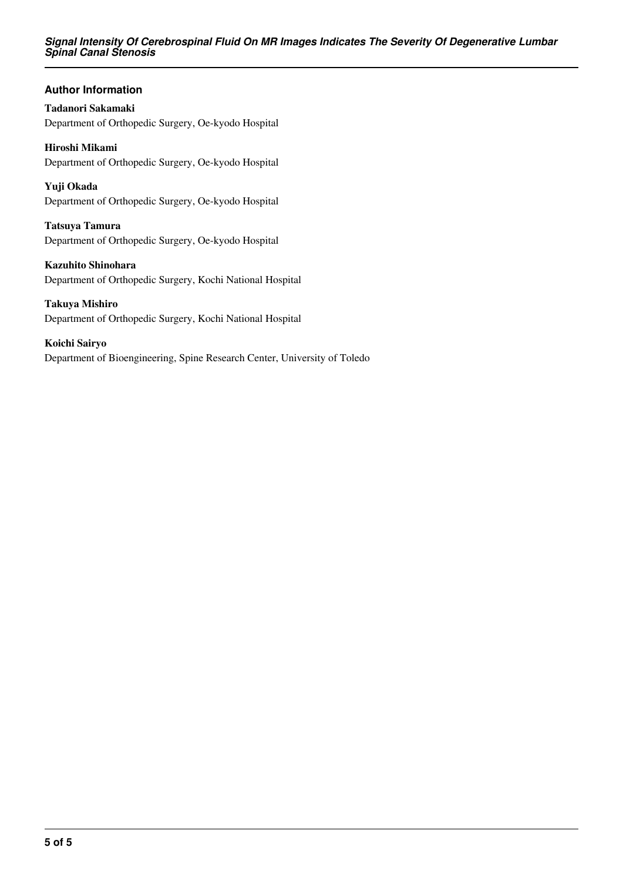## Author Information

**Tadanori Sakamaki**
Department of Orthopedic Surgery, Oe-kyodo Hospital

**Hiroshi Mikami**
Department of Orthopedic Surgery, Oe-kyodo Hospital

**Yuji Okada**
Department of Orthopedic Surgery, Oe-kyodo Hospital

**Tatsuya Tamura**
Department of Orthopedic Surgery, Oe-kyodo Hospital

**Kazuhito Shinohara**
Department of Orthopedic Surgery, Kochi National Hospital

**Takuya Mishiro**
Department of Orthopedic Surgery, Kochi National Hospital

**Koichi Sairyo**
Department of Bioengineering, Spine Research Center, University of Toledo